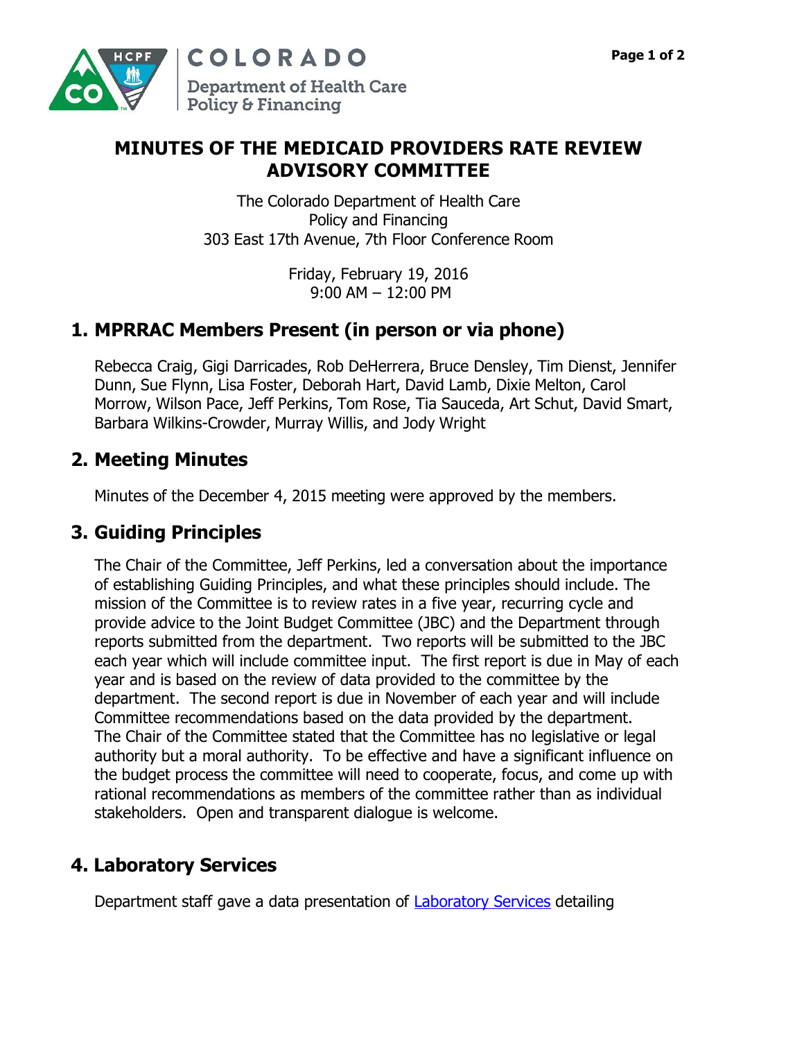# MINUTES OF THE MEDICAID PROVIDERS RATE REVIEW ADVISORY COMMITTEE

The Colorado Department of Health Care Policy and Financing
303 East 17th Avenue, 7th Floor Conference Room

Friday, February 19, 2016
9:00 AM – 12:00 PM

## 1. MPRRAC Members Present (in person or via phone)

Rebecca Craig, Gigi Darricades, Rob DeHerrera, Bruce Densley, Tim Dienst, Jennifer Dunn, Sue Flynn, Lisa Foster, Deborah Hart, David Lamb, Dixie Melton, Carol Morrow, Wilson Pace, Jeff Perkins, Tom Rose, Tia Sauceda, Art Schut, David Smart, Barbara Wilkins-Crowder, Murray Willis, and Jody Wright

## 2. Meeting Minutes

Minutes of the December 4, 2015 meeting were approved by the members.

## 3. Guiding Principles

The Chair of the Committee, Jeff Perkins, led a conversation about the importance of establishing Guiding Principles, and what these principles should include. The mission of the Committee is to review rates in a five year, recurring cycle and provide advice to the Joint Budget Committee (JBC) and the Department through reports submitted from the department. Two reports will be submitted to the JBC each year which will include committee input. The first report is due in May of each year and is based on the review of data provided to the committee by the department. The second report is due in November of each year and will include Committee recommendations based on the data provided by the department. The Chair of the Committee stated that the Committee has no legislative or legal authority but a moral authority. To be effective and have a significant influence on the budget process the committee will need to cooperate, focus, and come up with rational recommendations as members of the committee rather than as individual stakeholders. Open and transparent dialogue is welcome.

## 4. Laboratory Services

Department staff gave a data presentation of Laboratory Services detailing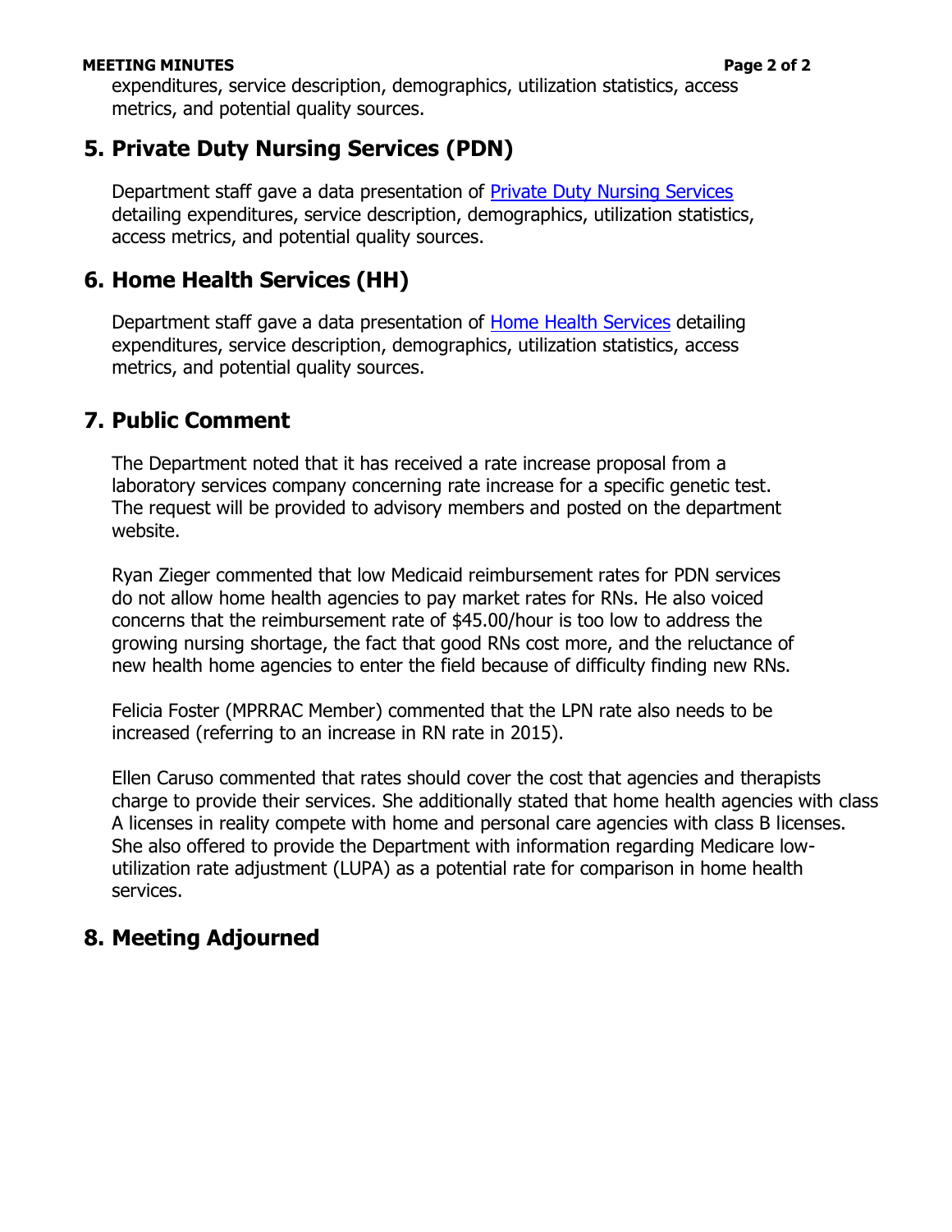expenditures, service description, demographics, utilization statistics, access metrics, and potential quality sources.

## 5. Private Duty Nursing Services (PDN)

Department staff gave a data presentation of Private Duty Nursing Services detailing expenditures, service description, demographics, utilization statistics, access metrics, and potential quality sources.

## 6. Home Health Services (HH)

Department staff gave a data presentation of Home Health Services detailing expenditures, service description, demographics, utilization statistics, access metrics, and potential quality sources.

## 7. Public Comment

The Department noted that it has received a rate increase proposal from a laboratory services company concerning rate increase for a specific genetic test. The request will be provided to advisory members and posted on the department website.

Ryan Zieger commented that low Medicaid reimbursement rates for PDN services do not allow home health agencies to pay market rates for RNs. He also voiced concerns that the reimbursement rate of $45.00/hour is too low to address the growing nursing shortage, the fact that good RNs cost more, and the reluctance of new health home agencies to enter the field because of difficulty finding new RNs.

Felicia Foster (MPRRAC Member) commented that the LPN rate also needs to be increased (referring to an increase in RN rate in 2015).

Ellen Caruso commented that rates should cover the cost that agencies and therapists charge to provide their services. She additionally stated that home health agencies with class A licenses in reality compete with home and personal care agencies with class B licenses. She also offered to provide the Department with information regarding Medicare low-utilization rate adjustment (LUPA) as a potential rate for comparison in home health services.

## 8. Meeting Adjourned